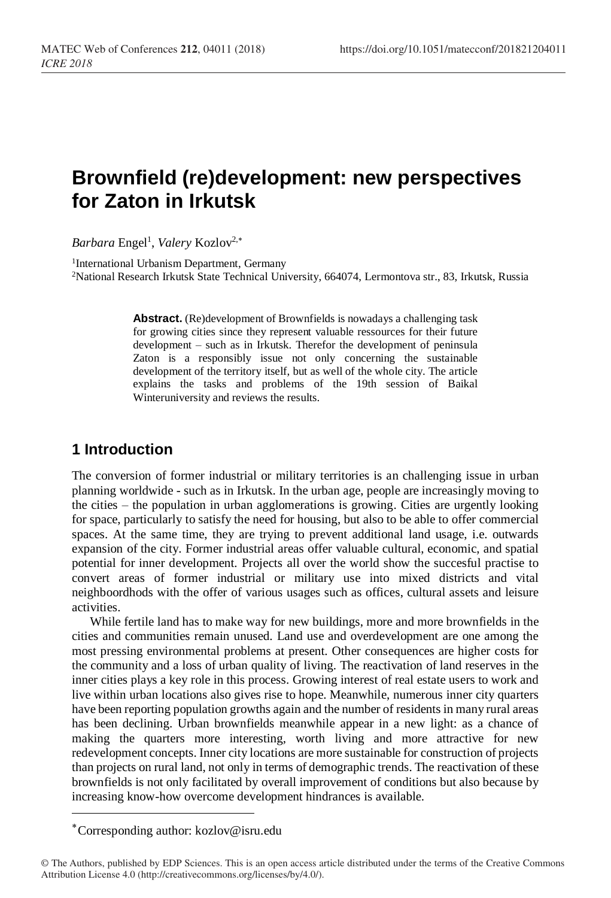# Brownfield (re)development: new perspectives for Zaton in Irkutsk

*Barbara* Engel[1], *Valery* Kozlov[2,*]

[1]International Urbanism Department, Germany
[2]National Research Irkutsk State Technical University, 664074, Lermontova str., 83, Irkutsk, Russia

**Abstract.** (Re)development of Brownfields is nowadays a challenging task for growing cities since they represent valuable ressources for their future development – such as in Irkutsk. Therefor the development of peninsula Zaton is a responsibly issue not only concerning the sustainable development of the territory itself, but as well of the whole city. The article explains the tasks and problems of the 19th session of Baikal Winteruniversity and reviews the results.

## 1 Introduction

The conversion of former industrial or military territories is an challenging issue in urban planning worldwide - such as in Irkutsk. In the urban age, people are increasingly moving to the cities – the population in urban agglomerations is growing. Cities are urgently looking for space, particularly to satisfy the need for housing, but also to be able to offer commercial spaces. At the same time, they are trying to prevent additional land usage, i.e. outwards expansion of the city. Former industrial areas offer valuable cultural, economic, and spatial potential for inner development. Projects all over the world show the succesful practise to convert areas of former industrial or military use into mixed districts and vital neighboordhods with the offer of various usages such as offices, cultural assets and leisure activities.

While fertile land has to make way for new buildings, more and more brownfields in the cities and communities remain unused. Land use and overdevelopment are one among the most pressing environmental problems at present. Other consequences are higher costs for the community and a loss of urban quality of living. The reactivation of land reserves in the inner cities plays a key role in this process. Growing interest of real estate users to work and live within urban locations also gives rise to hope. Meanwhile, numerous inner city quarters have been reporting population growths again and the number of residents in many rural areas has been declining. Urban brownfields meanwhile appear in a new light: as a chance of making the quarters more interesting, worth living and more attractive for new redevelopment concepts. Inner city locations are more sustainable for construction of projects than projects on rural land, not only in terms of demographic trends. The reactivation of these brownfields is not only facilitated by overall improvement of conditions but also because by increasing know-how overcome development hindrances is available.

* Corresponding author: kozlov@isru.edu

© The Authors, published by EDP Sciences. This is an open access article distributed under the terms of the Creative Commons Attribution License 4.0 (http://creativecommons.org/licenses/by/4.0/).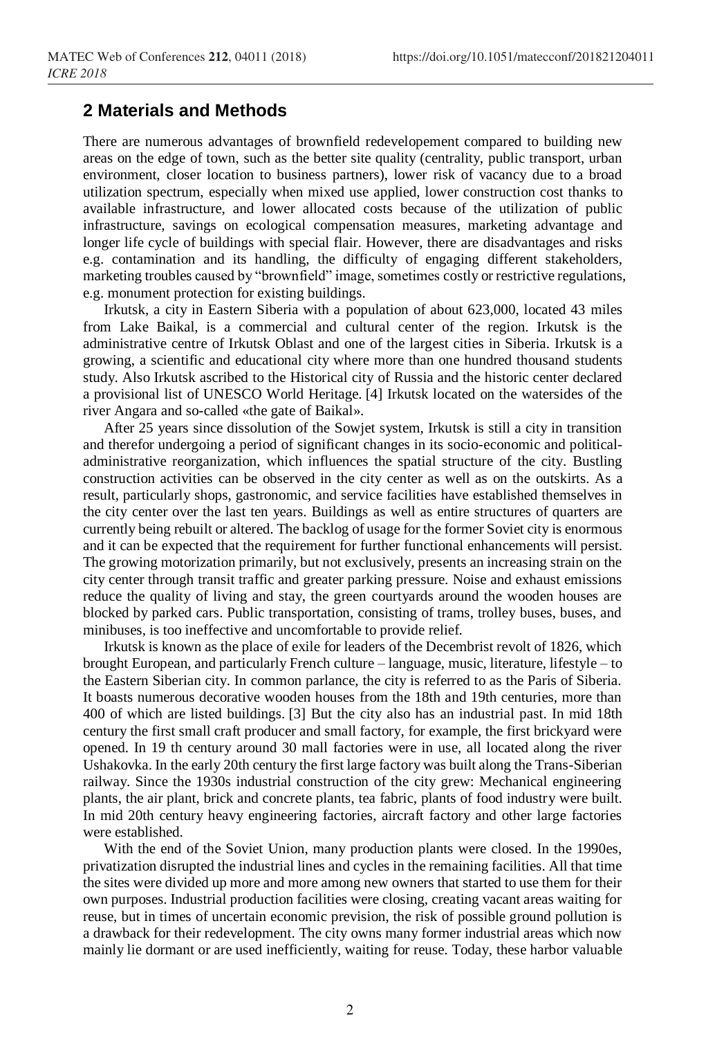## 2 Materials and Methods

There are numerous advantages of brownfield redevelopement compared to building new areas on the edge of town, such as the better site quality (centrality, public transport, urban environment, closer location to business partners), lower risk of vacancy due to a broad utilization spectrum, especially when mixed use applied, lower construction cost thanks to available infrastructure, and lower allocated costs because of the utilization of public infrastructure, savings on ecological compensation measures, marketing advantage and longer life cycle of buildings with special flair. However, there are disadvantages and risks e.g. contamination and its handling, the difficulty of engaging different stakeholders, marketing troubles caused by "brownfield" image, sometimes costly or restrictive regulations, e.g. monument protection for existing buildings.

Irkutsk, a city in Eastern Siberia with a population of about 623,000, located 43 miles from Lake Baikal, is a commercial and cultural center of the region. Irkutsk is the administrative centre of Irkutsk Oblast and one of the largest cities in Siberia. Irkutsk is a growing, a scientific and educational city where more than one hundred thousand students study. Also Irkutsk ascribed to the Historical city of Russia and the historic center declared a provisional list of UNESCO World Heritage. [4] Irkutsk located on the watersides of the river Angara and so-called «the gate of Baikal».

After 25 years since dissolution of the Sowjet system, Irkutsk is still a city in transition and therefor undergoing a period of significant changes in its socio-economic and political-administrative reorganization, which influences the spatial structure of the city. Bustling construction activities can be observed in the city center as well as on the outskirts. As a result, particularly shops, gastronomic, and service facilities have established themselves in the city center over the last ten years. Buildings as well as entire structures of quarters are currently being rebuilt or altered. The backlog of usage for the former Soviet city is enormous and it can be expected that the requirement for further functional enhancements will persist. The growing motorization primarily, but not exclusively, presents an increasing strain on the city center through transit traffic and greater parking pressure. Noise and exhaust emissions reduce the quality of living and stay, the green courtyards around the wooden houses are blocked by parked cars. Public transportation, consisting of trams, trolley buses, buses, and minibuses, is too ineffective and uncomfortable to provide relief.

Irkutsk is known as the place of exile for leaders of the Decembrist revolt of 1826, which brought European, and particularly French culture – language, music, literature, lifestyle – to the Eastern Siberian city. In common parlance, the city is referred to as the Paris of Siberia. It boasts numerous decorative wooden houses from the 18th and 19th centuries, more than 400 of which are listed buildings. [3] But the city also has an industrial past. In mid 18th century the first small craft producer and small factory, for example, the first brickyard were opened. In 19 th century around 30 mall factories were in use, all located along the river Ushakovka. In the early 20th century the first large factory was built along the Trans-Siberian railway. Since the 1930s industrial construction of the city grew: Mechanical engineering plants, the air plant, brick and concrete plants, tea fabric, plants of food industry were built. In mid 20th century heavy engineering factories, aircraft factory and other large factories were established.

With the end of the Soviet Union, many production plants were closed. In the 1990es, privatization disrupted the industrial lines and cycles in the remaining facilities. All that time the sites were divided up more and more among new owners that started to use them for their own purposes. Industrial production facilities were closing, creating vacant areas waiting for reuse, but in times of uncertain economic prevision, the risk of possible ground pollution is a drawback for their redevelopment. The city owns many former industrial areas which now mainly lie dormant or are used inefficiently, waiting for reuse. Today, these harbor valuable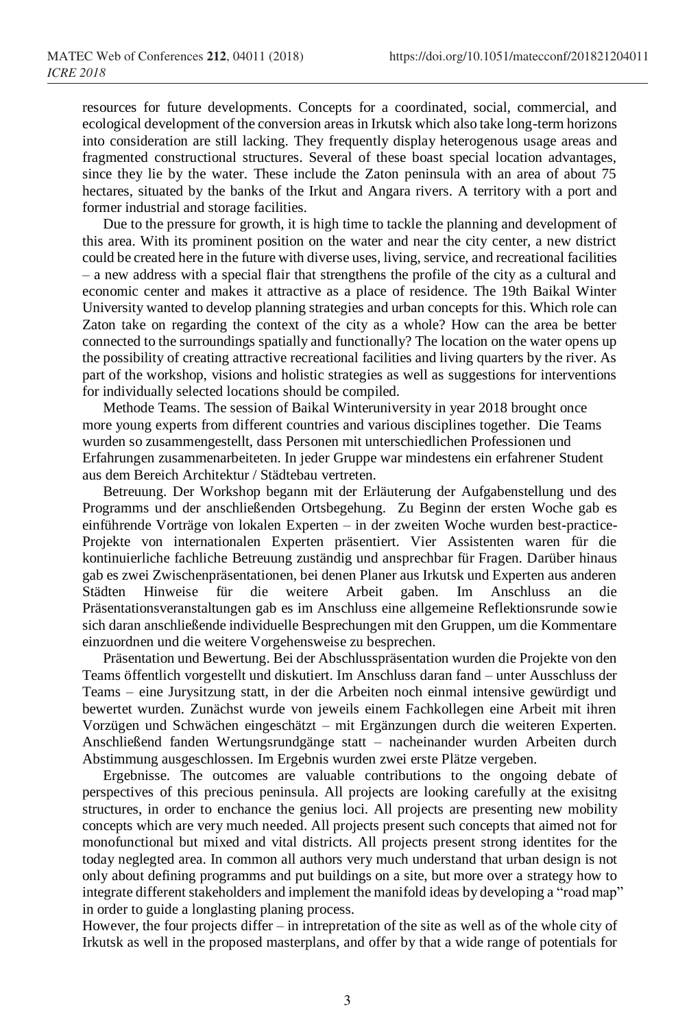resources for future developments. Concepts for a coordinated, social, commercial, and ecological development of the conversion areas in Irkutsk which also take long-term horizons into consideration are still lacking. They frequently display heterogenous usage areas and fragmented constructional structures. Several of these boast special location advantages, since they lie by the water. These include the Zaton peninsula with an area of about 75 hectares, situated by the banks of the Irkut and Angara rivers. A territory with a port and former industrial and storage facilities.

Due to the pressure for growth, it is high time to tackle the planning and development of this area. With its prominent position on the water and near the city center, a new district could be created here in the future with diverse uses, living, service, and recreational facilities – a new address with a special flair that strengthens the profile of the city as a cultural and economic center and makes it attractive as a place of residence. The 19th Baikal Winter University wanted to develop planning strategies and urban concepts for this. Which role can Zaton take on regarding the context of the city as a whole? How can the area be better connected to the surroundings spatially and functionally? The location on the water opens up the possibility of creating attractive recreational facilities and living quarters by the river. As part of the workshop, visions and holistic strategies as well as suggestions for interventions for individually selected locations should be compiled.

Methode Teams. The session of Baikal Winteruniversity in year 2018 brought once more young experts from different countries and various disciplines together. Die Teams wurden so zusammengestellt, dass Personen mit unterschiedlichen Professionen und Erfahrungen zusammenarbeiteten. In jeder Gruppe war mindestens ein erfahrener Student aus dem Bereich Architektur / Städtebau vertreten.

Betreuung. Der Workshop begann mit der Erläuterung der Aufgabenstellung und des Programms und der anschließenden Ortsbegehung. Zu Beginn der ersten Woche gab es einführende Vorträge von lokalen Experten – in der zweiten Woche wurden best-practice-Projekte von internationalen Experten präsentiert. Vier Assistenten waren für die kontinuierliche fachliche Betreuung zuständig und ansprechbar für Fragen. Darüber hinaus gab es zwei Zwischenpräsentationen, bei denen Planer aus Irkutsk und Experten aus anderen Städten Hinweise für die weitere Arbeit gaben. Im Anschluss an die Präsentationsveranstaltungen gab es im Anschluss eine allgemeine Reflektionsrunde sowie sich daran anschließende individuelle Besprechungen mit den Gruppen, um die Kommentare einzuordnen und die weitere Vorgehensweise zu besprechen.

Präsentation und Bewertung. Bei der Abschlusspräsentation wurden die Projekte von den Teams öffentlich vorgestellt und diskutiert. Im Anschluss daran fand – unter Ausschluss der Teams – eine Jurysitzung statt, in der die Arbeiten noch einmal intensive gewürdigt und bewertet wurden. Zunächst wurde von jeweils einem Fachkollegen eine Arbeit mit ihren Vorzügen und Schwächen eingeschätzt – mit Ergänzungen durch die weiteren Experten. Anschließend fanden Wertungsrundgänge statt – nacheinander wurden Arbeiten durch Abstimmung ausgeschlossen. Im Ergebnis wurden zwei erste Plätze vergeben.

Ergebnisse. The outcomes are valuable contributions to the ongoing debate of perspectives of this precious peninsula. All projects are looking carefully at the exisitng structures, in order to enchance the genius loci. All projects are presenting new mobility concepts which are very much needed. All projects present such concepts that aimed not for monofunctional but mixed and vital districts. All projects present strong identites for the today neglegted area. In common all authors very much understand that urban design is not only about defining programms and put buildings on a site, but more over a strategy how to integrate different stakeholders and implement the manifold ideas by developing a "road map" in order to guide a longlasting planing process.

However, the four projects differ – in intrepretation of the site as well as of the whole city of Irkutsk as well in the proposed masterplans, and offer by that a wide range of potentials for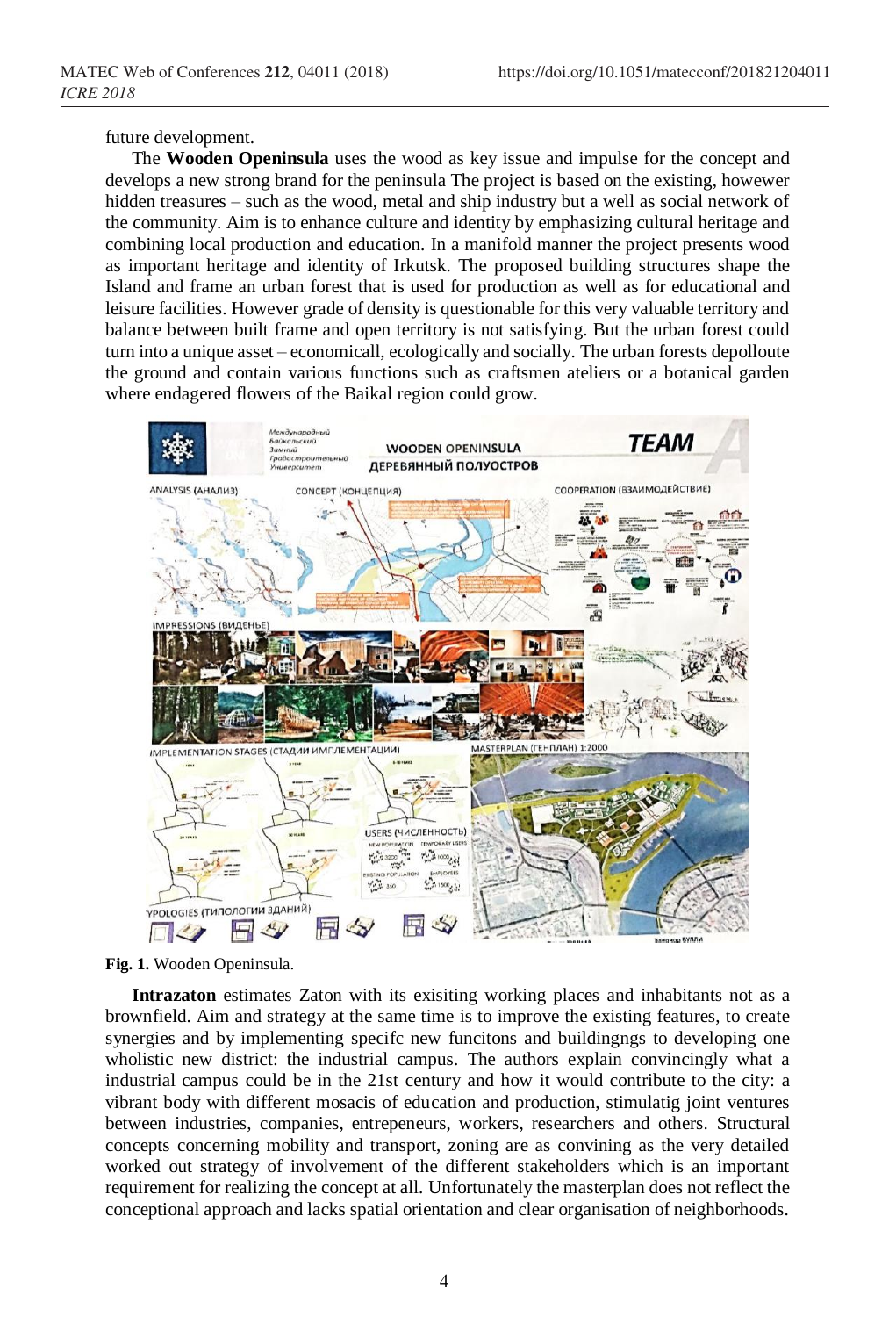future development.

The **Wooden Openinsula** uses the wood as key issue and impulse for the concept and develops a new strong brand for the peninsula The project is based on the existing, however hidden treasures – such as the wood, metal and ship industry but a well as social network of the community. Aim is to enhance culture and identity by emphasizing cultural heritage and combining local production and education. In a manifold manner the project presents wood as important heritage and identity of Irkutsk. The proposed building structures shape the Island and frame an urban forest that is used for production as well as for educational and leisure facilities. However grade of density is questionable for this very valuable territory and balance between built frame and open territory is not satisfying. But the urban forest could turn into a unique asset – economicall, ecologically and socially. The urban forests depolloute the ground and contain various functions such as craftsmen ateliers or a botanical garden where endagered flowers of the Baikal region could grow.

**Fig. 1.** Wooden Openinsula.

**Intrazaton** estimates Zaton with its exisiting working places and inhabitants not as a brownfield. Aim and strategy at the same time is to improve the existing features, to create synergies and by implementing specifc new funcitons and buildingngs to developing one wholistic new district: the industrial campus. The authors explain convincingly what a industrial campus could be in the 21st century and how it would contribute to the city: a vibrant body with different mosacis of education and production, stimulatig joint ventures between industries, companies, entrepeneurs, workers, researchers and others. Structural concepts concerning mobility and transport, zoning are as convining as the very detailed worked out strategy of involvement of the different stakeholders which is an important requirement for realizing the concept at all. Unfortunately the masterplan does not reflect the conceptional approach and lacks spatial orientation and clear organisation of neighborhoods.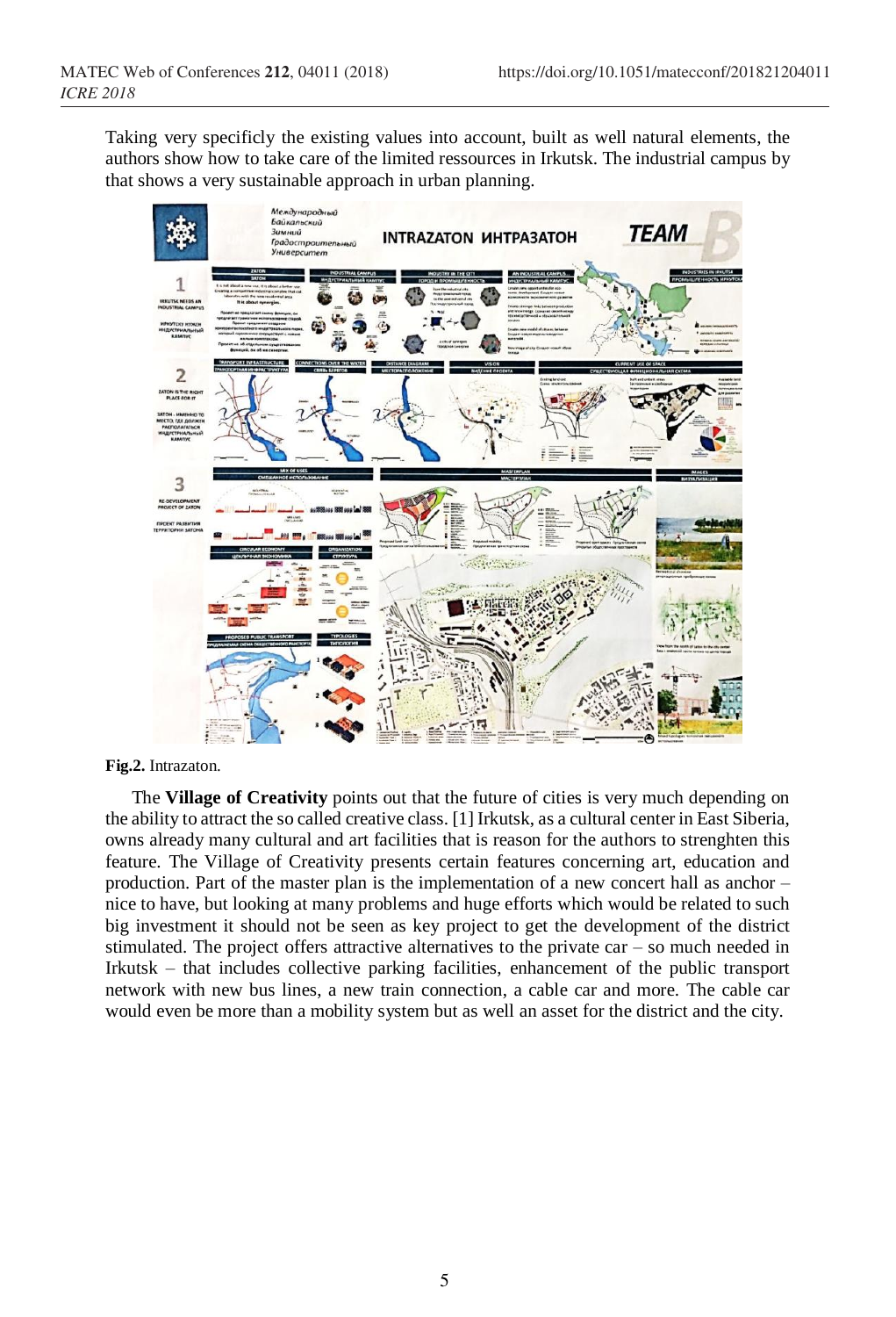Taking very specificly the existing values into account, built as well natural elements, the authors show how to take care of the limited ressources in Irkutsk. The industrial campus by that shows a very sustainable approach in urban planning.

**Fig.2.** Intrazaton.

The **Village of Creativity** points out that the future of cities is very much depending on the ability to attract the so called creative class. [1] Irkutsk, as a cultural center in East Siberia, owns already many cultural and art facilities that is reason for the authors to strenghten this feature. The Village of Creativity presents certain features concerning art, education and production. Part of the master plan is the implementation of a new concert hall as anchor – nice to have, but looking at many problems and huge efforts which would be related to such big investment it should not be seen as key project to get the development of the district stimulated. The project offers attractive alternatives to the private car – so much needed in Irkutsk – that includes collective parking facilities, enhancement of the public transport network with new bus lines, a new train connection, a cable car and more. The cable car would even be more than a mobility system but as well an asset for the district and the city.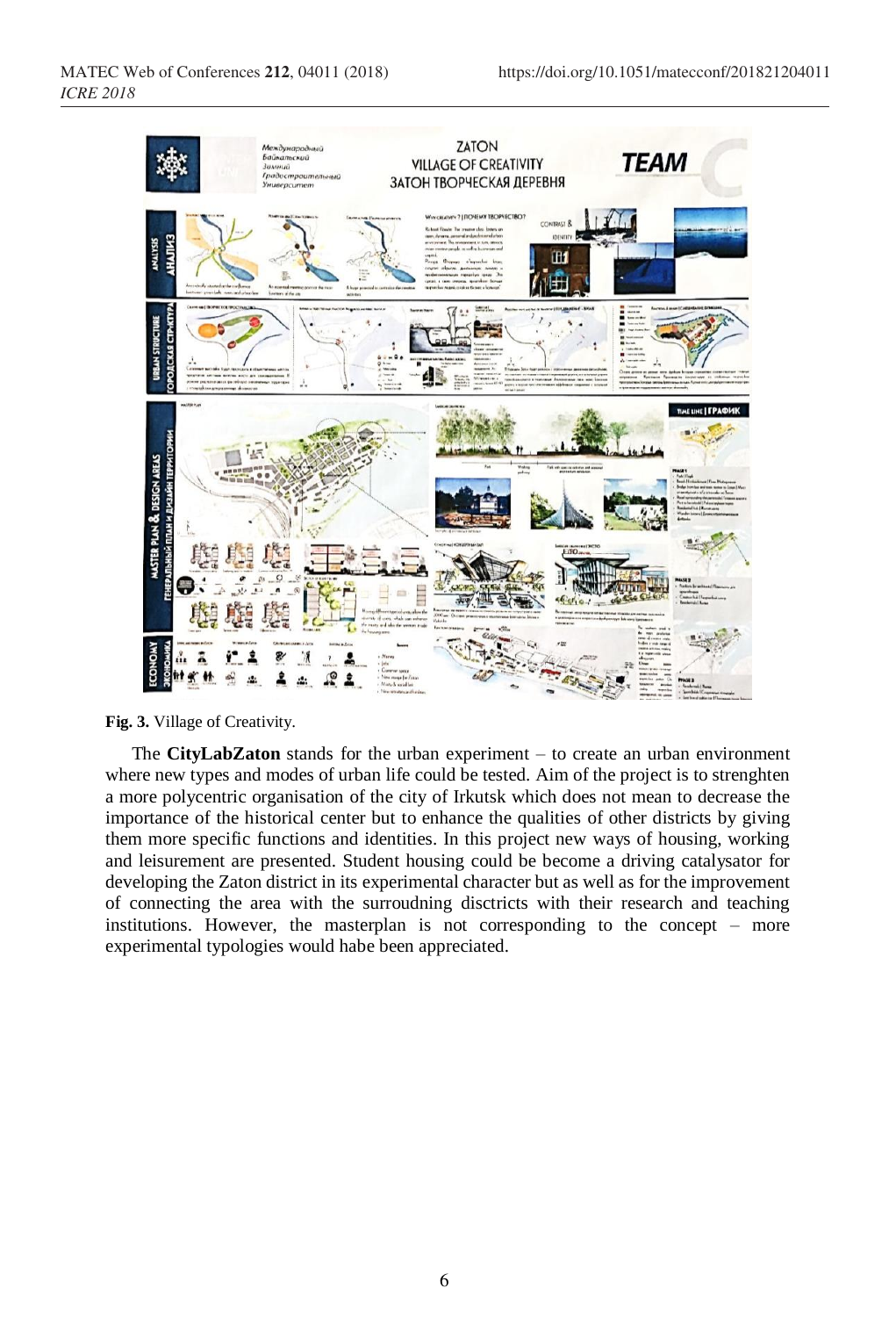**Fig. 3.** Village of Creativity.

The **CityLabZaton** stands for the urban experiment – to create an urban environment where new types and modes of urban life could be tested. Aim of the project is to strenghten a more polycentric organisation of the city of Irkutsk which does not mean to decrease the importance of the historical center but to enhance the qualities of other districts by giving them more specific functions and identities. In this project new ways of housing, working and leisurement are presented. Student housing could be become a driving catalysator for developing the Zaton district in its experimental character but as well as for the improvement of connecting the area with the surroudning disctricts with their research and teaching institutions. However, the masterplan is not corresponding to the concept – more experimental typologies would habe been appreciated.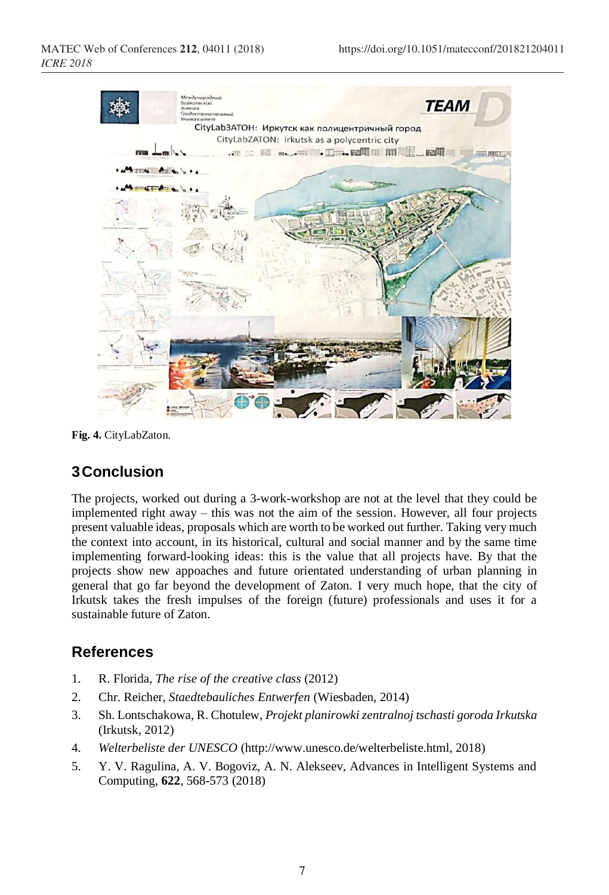Fig. 4. CityLabZaton.

## 3 Conclusion

The projects, worked out during a 3-work-workshop are not at the level that they could be implemented right away – this was not the aim of the session. However, all four projects present valuable ideas, proposals which are worth to be worked out further. Taking very much the context into account, in its historical, cultural and social manner and by the same time implementing forward-looking ideas: this is the value that all projects have. By that the projects show new appoaches and future orientated understanding of urban planning in general that go far beyond the development of Zaton. I very much hope, that the city of Irkutsk takes the fresh impulses of the foreign (future) professionals and uses it for a sustainable future of Zaton.

## References

1. R. Florida, *The rise of the creative class* (2012)
2. Chr. Reicher, *Staedtebauliches Entwerfen* (Wiesbaden, 2014)
3. Sh. Lontschakowa, R. Chotulew, *Projekt planirowki zentralnoj tschasti goroda Irkutska* (Irkutsk, 2012)
4. *Welterbeliste der UNESCO* (http://www.unesco.de/welterbeliste.html, 2018)
5. Y. V. Ragulina, A. V. Bogoviz, A. N. Alekseev, Advances in Intelligent Systems and Computing, **622**, 568-573 (2018)